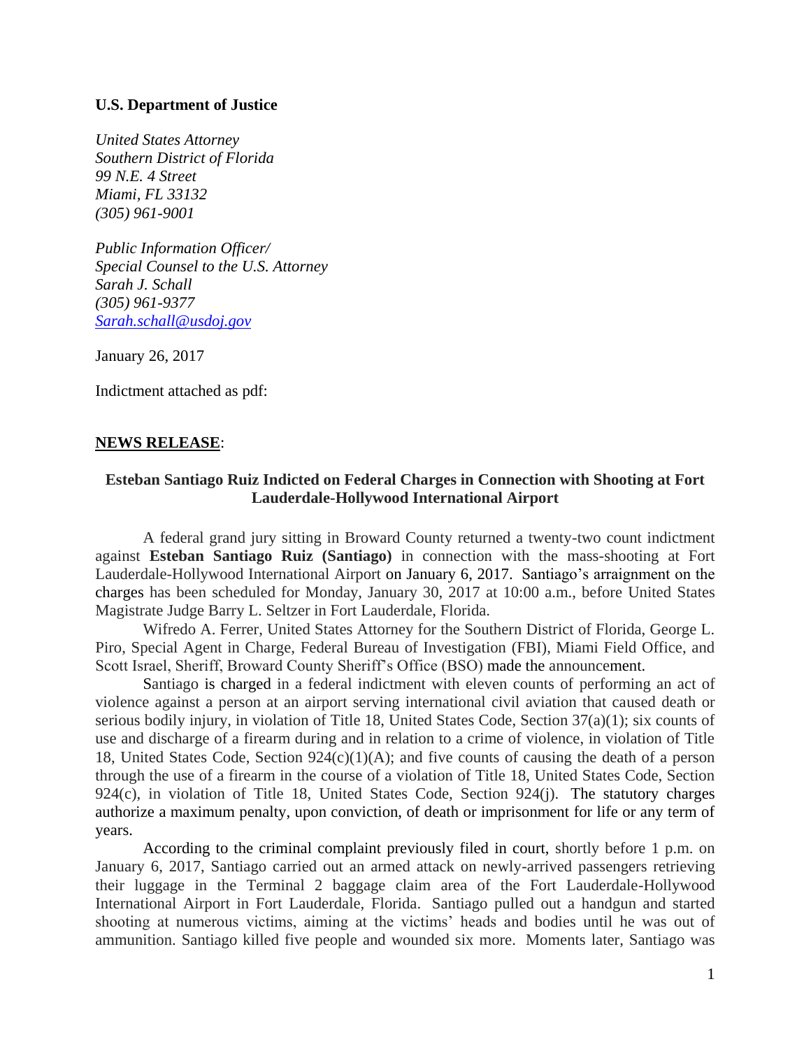**U.S. Department of Justice**

*United States Attorney*
*Southern District of Florida*
*99 N.E. 4 Street*
*Miami, FL 33132*
*(305) 961-9001*

*Public Information Officer/*
*Special Counsel to the U.S. Attorney*
*Sarah J. Schall*
*(305) 961-9377*
*[Sarah.schall@usdoj.gov](mailto:Sarah.schall@usdoj.gov)*

January 26, 2017

Indictment attached as pdf:

**NEWS RELEASE**:

### Esteban Santiago Ruiz Indicted on Federal Charges in Connection with Shooting at Fort Lauderdale-Hollywood International Airport

A federal grand jury sitting in Broward County returned a twenty-two count indictment against **Esteban Santiago Ruiz (Santiago)** in connection with the mass-shooting at Fort Lauderdale-Hollywood International Airport on January 6, 2017. Santiago's arraignment on the charges has been scheduled for Monday, January 30, 2017 at 10:00 a.m., before United States Magistrate Judge Barry L. Seltzer in Fort Lauderdale, Florida.

Wifredo A. Ferrer, United States Attorney for the Southern District of Florida, George L. Piro, Special Agent in Charge, Federal Bureau of Investigation (FBI), Miami Field Office, and Scott Israel, Sheriff, Broward County Sheriff's Office (BSO) made the announcement.

Santiago is charged in a federal indictment with eleven counts of performing an act of violence against a person at an airport serving international civil aviation that caused death or serious bodily injury, in violation of Title 18, United States Code, Section 37(a)(1); six counts of use and discharge of a firearm during and in relation to a crime of violence, in violation of Title 18, United States Code, Section 924(c)(1)(A); and five counts of causing the death of a person through the use of a firearm in the course of a violation of Title 18, United States Code, Section 924(c), in violation of Title 18, United States Code, Section 924(j). The statutory charges authorize a maximum penalty, upon conviction, of death or imprisonment for life or any term of years.

According to the criminal complaint previously filed in court, shortly before 1 p.m. on January 6, 2017, Santiago carried out an armed attack on newly-arrived passengers retrieving their luggage in the Terminal 2 baggage claim area of the Fort Lauderdale-Hollywood International Airport in Fort Lauderdale, Florida. Santiago pulled out a handgun and started shooting at numerous victims, aiming at the victims' heads and bodies until he was out of ammunition. Santiago killed five people and wounded six more. Moments later, Santiago was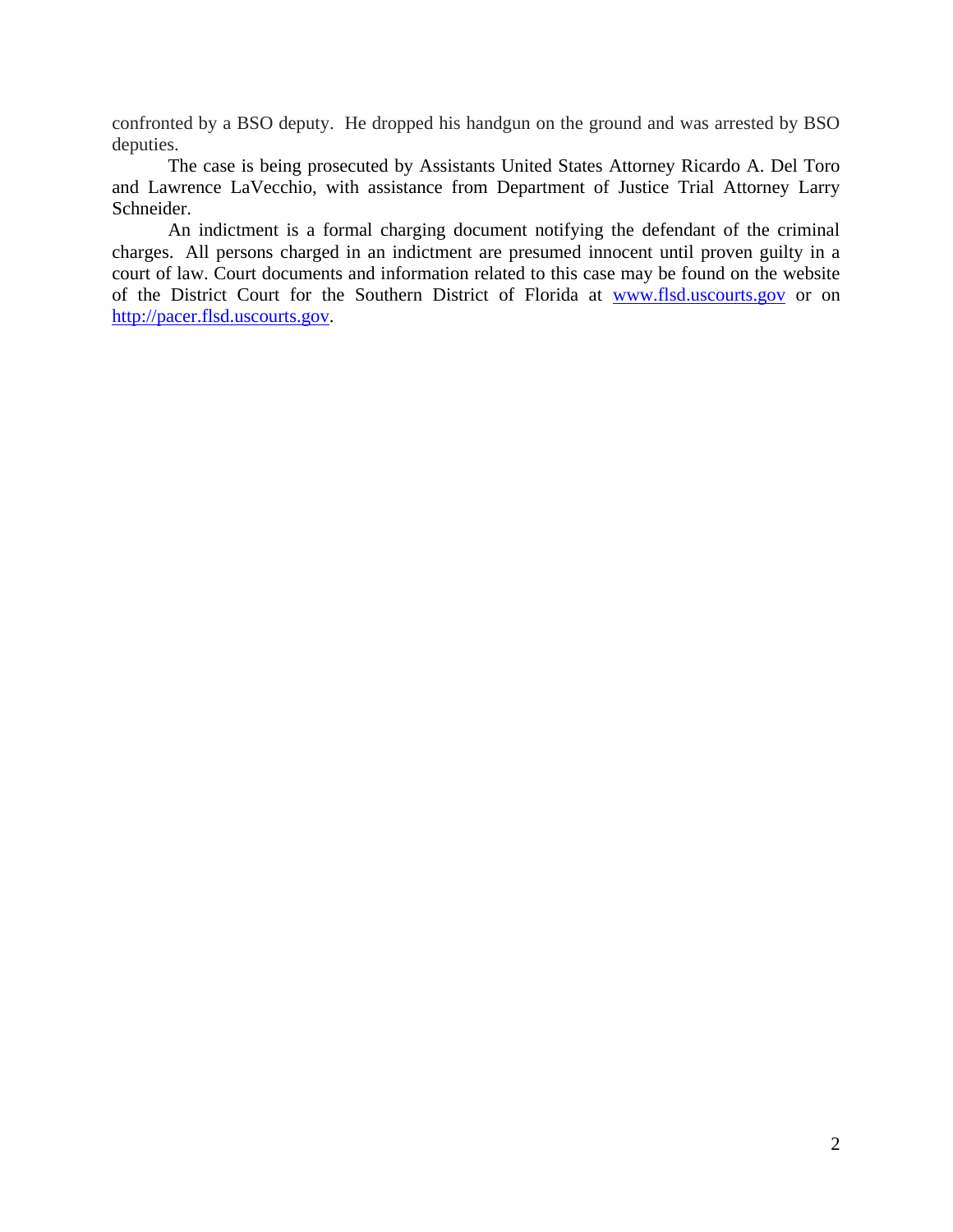confronted by a BSO deputy. He dropped his handgun on the ground and was arrested by BSO deputies.

The case is being prosecuted by Assistants United States Attorney Ricardo A. Del Toro and Lawrence LaVecchio, with assistance from Department of Justice Trial Attorney Larry Schneider.

An indictment is a formal charging document notifying the defendant of the criminal charges. All persons charged in an indictment are presumed innocent until proven guilty in a court of law. Court documents and information related to this case may be found on the website of the District Court for the Southern District of Florida at [www.flsd.uscourts.gov](http://www.flsd.uscourts.gov) or on [http://pacer.flsd.uscourts.gov](http://pacer.flsd.uscourts.gov).